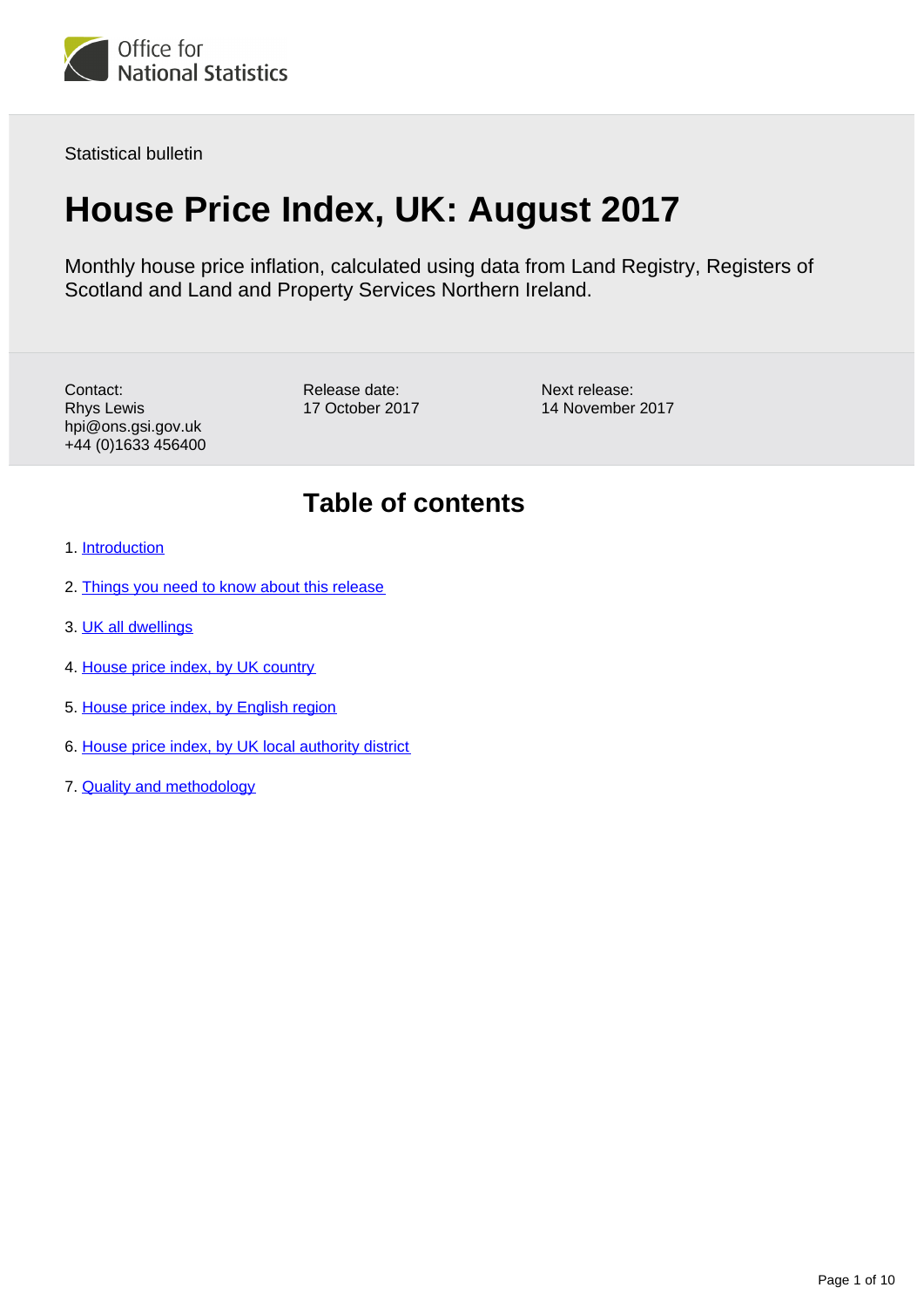Statistical bulletin

# House Price Index, UK: August 2017

Monthly house price inflation, calculated using data from Land Registry, Registers of Scotland and Land and Property Services Northern Ireland.

Contact:
Rhys Lewis
hpi@ons.gsi.gov.uk
+44 (0)1633 456400

Release date:
17 October 2017

Next release:
14 November 2017

## Table of contents

1. Introduction
2. Things you need to know about this release
3. UK all dwellings
4. House price index, by UK country
5. House price index, by English region
6. House price index, by UK local authority district
7. Quality and methodology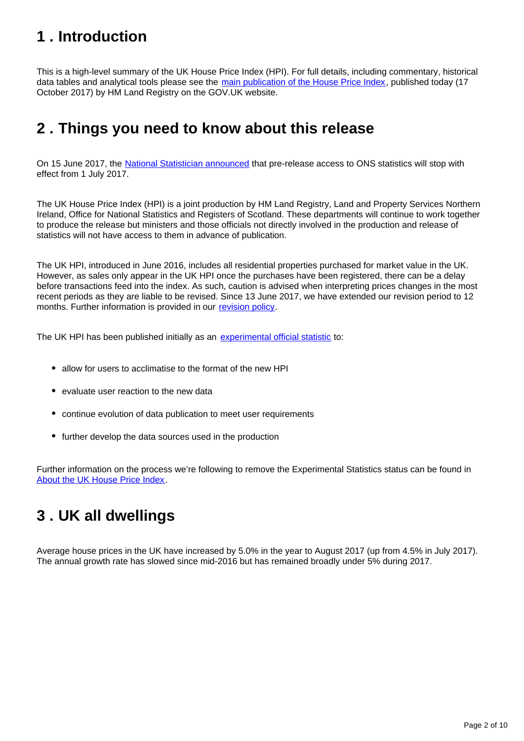## 1 . Introduction

This is a high-level summary of the UK House Price Index (HPI). For full details, including commentary, historical data tables and analytical tools please see the main publication of the House Price Index, published today (17 October 2017) by HM Land Registry on the GOV.UK website.

## 2 . Things you need to know about this release

On 15 June 2017, the National Statistician announced that pre-release access to ONS statistics will stop with effect from 1 July 2017.

The UK House Price Index (HPI) is a joint production by HM Land Registry, Land and Property Services Northern Ireland, Office for National Statistics and Registers of Scotland. These departments will continue to work together to produce the release but ministers and those officials not directly involved in the production and release of statistics will not have access to them in advance of publication.

The UK HPI, introduced in June 2016, includes all residential properties purchased for market value in the UK. However, as sales only appear in the UK HPI once the purchases have been registered, there can be a delay before transactions feed into the index. As such, caution is advised when interpreting prices changes in the most recent periods as they are liable to be revised. Since 13 June 2017, we have extended our revision period to 12 months. Further information is provided in our revision policy.

The UK HPI has been published initially as an experimental official statistic to:

- allow for users to acclimatise to the format of the new HPI
- evaluate user reaction to the new data
- continue evolution of data publication to meet user requirements
- further develop the data sources used in the production

Further information on the process we're following to remove the Experimental Statistics status can be found in About the UK House Price Index.

## 3 . UK all dwellings

Average house prices in the UK have increased by 5.0% in the year to August 2017 (up from 4.5% in July 2017). The annual growth rate has slowed since mid-2016 but has remained broadly under 5% during 2017.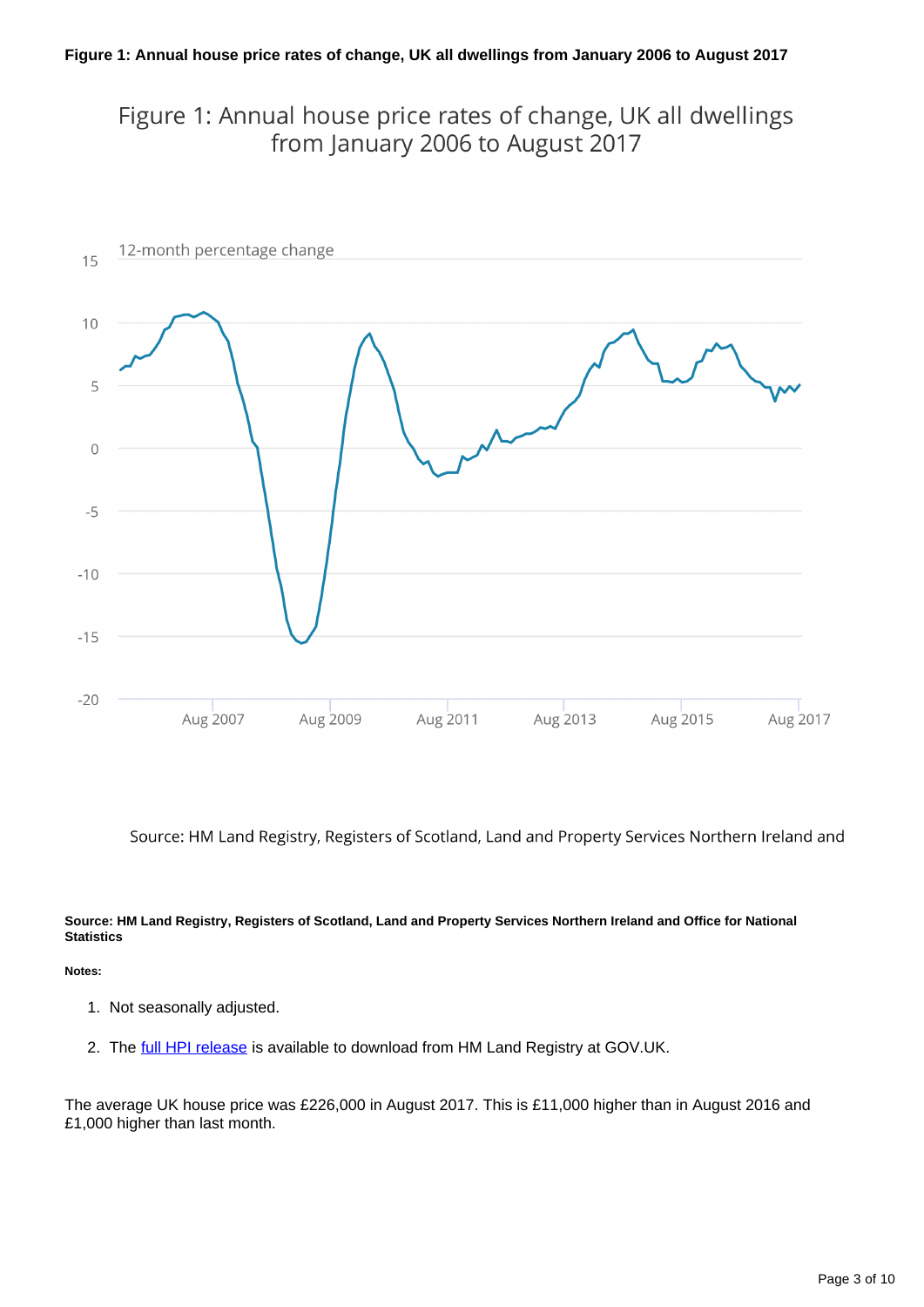**Figure 1: Annual house price rates of change, UK all dwellings from January 2006 to August 2017**

Figure 1: Annual house price rates of change, UK all dwellings from January 2006 to August 2017

12-month percentage change

Source: HM Land Registry, Registers of Scotland, Land and Property Services Northern Ireland and

**Source: HM Land Registry, Registers of Scotland, Land and Property Services Northern Ireland and Office for National Statistics**

**Notes:**

1. Not seasonally adjusted.
2. The full HPI release is available to download from HM Land Registry at GOV.UK.

The average UK house price was £226,000 in August 2017. This is £11,000 higher than in August 2016 and £1,000 higher than last month.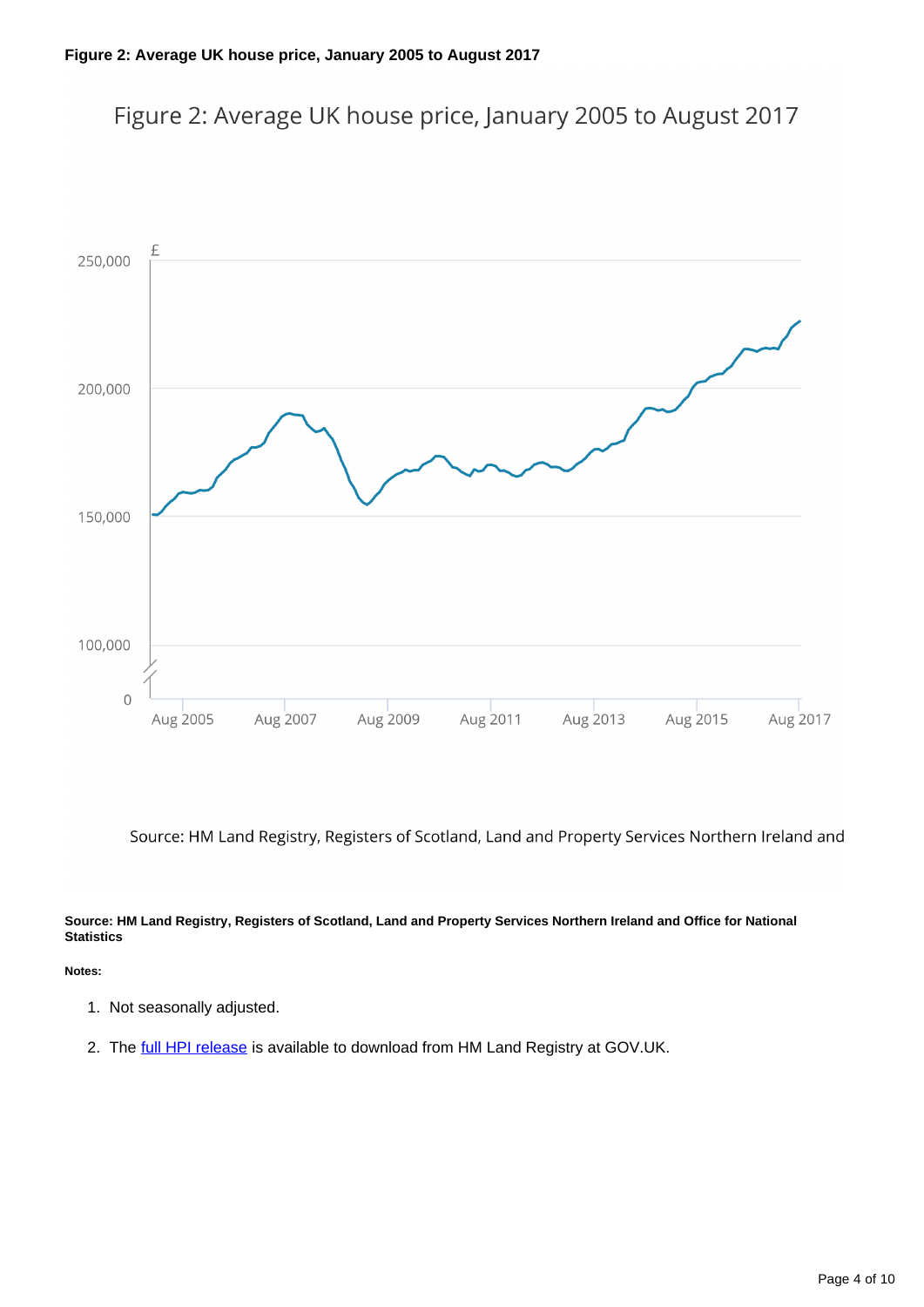**Figure 2: Average UK house price, January 2005 to August 2017**

**Source: HM Land Registry, Registers of Scotland, Land and Property Services Northern Ireland and Office for National Statistics**

**Notes:**

1. Not seasonally adjusted.
2. The full HPI release is available to download from HM Land Registry at GOV.UK.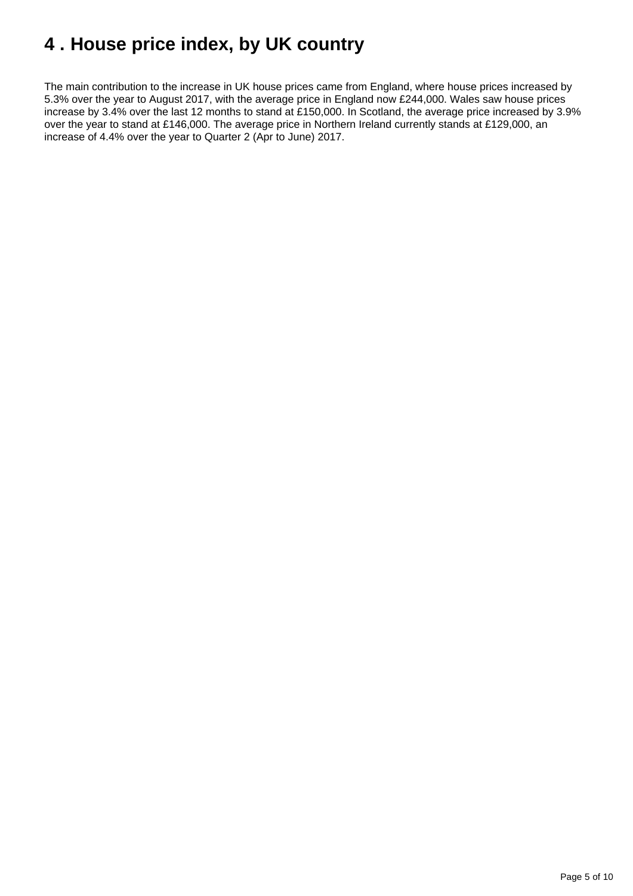# 4 . House price index, by UK country

The main contribution to the increase in UK house prices came from England, where house prices increased by 5.3% over the year to August 2017, with the average price in England now £244,000. Wales saw house prices increase by 3.4% over the last 12 months to stand at £150,000. In Scotland, the average price increased by 3.9% over the year to stand at £146,000. The average price in Northern Ireland currently stands at £129,000, an increase of 4.4% over the year to Quarter 2 (Apr to June) 2017.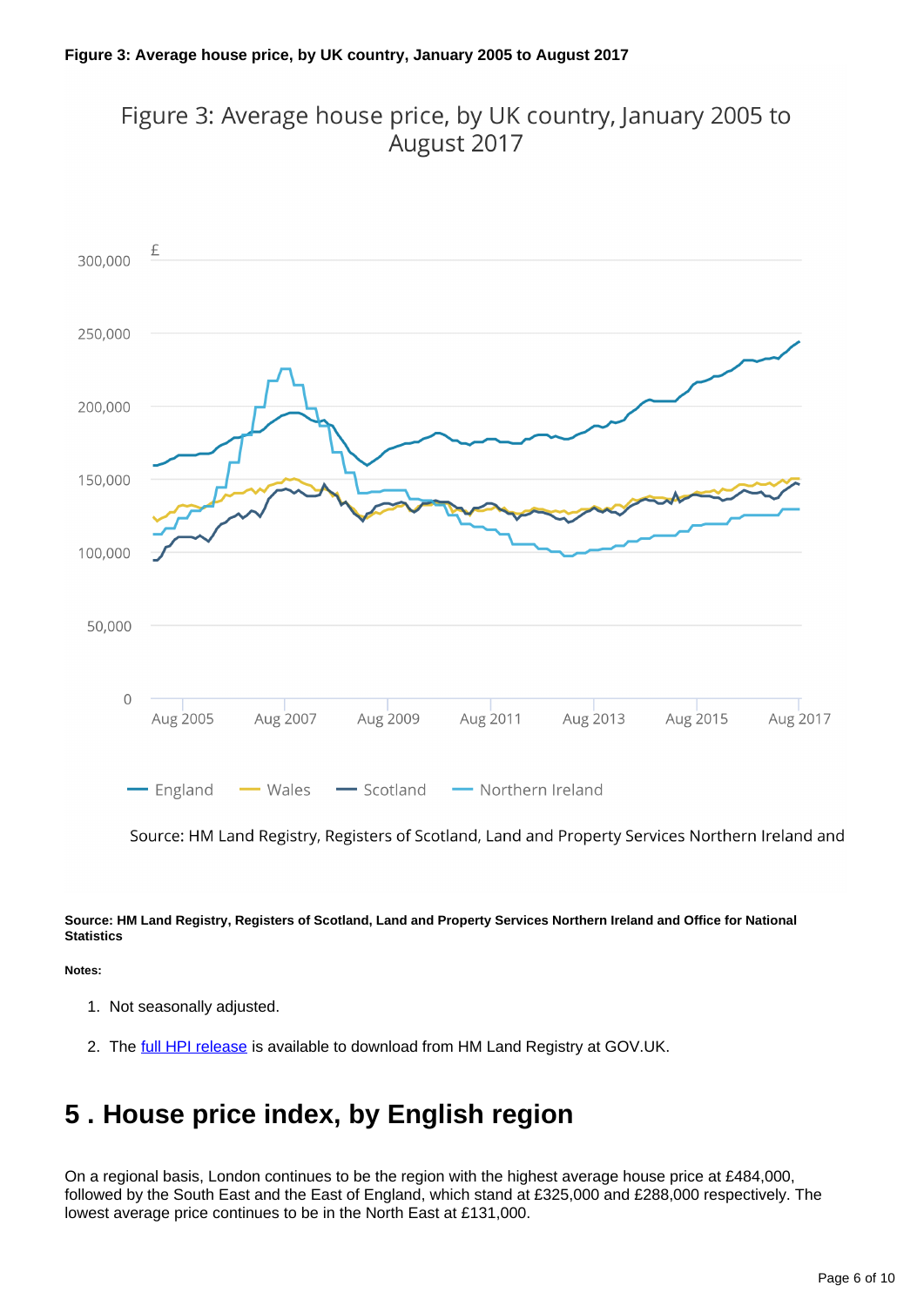**Figure 3: Average house price, by UK country, January 2005 to August 2017**

Figure 3: Average house price, by UK country, January 2005 to August 2017

£

300,000
250,000
200,000
150,000
100,000
50,000
0

Aug 2005 Aug 2007 Aug 2009 Aug 2011 Aug 2013 Aug 2015 Aug 2017

England Wales Scotland Northern Ireland

Source: HM Land Registry, Registers of Scotland, Land and Property Services Northern Ireland and

**Source: HM Land Registry, Registers of Scotland, Land and Property Services Northern Ireland and Office for National Statistics**

**Notes:**

1. Not seasonally adjusted.
2. The full HPI release is available to download from HM Land Registry at GOV.UK.

# 5 . House price index, by English region

On a regional basis, London continues to be the region with the highest average house price at £484,000, followed by the South East and the East of England, which stand at £325,000 and £288,000 respectively. The lowest average price continues to be in the North East at £131,000.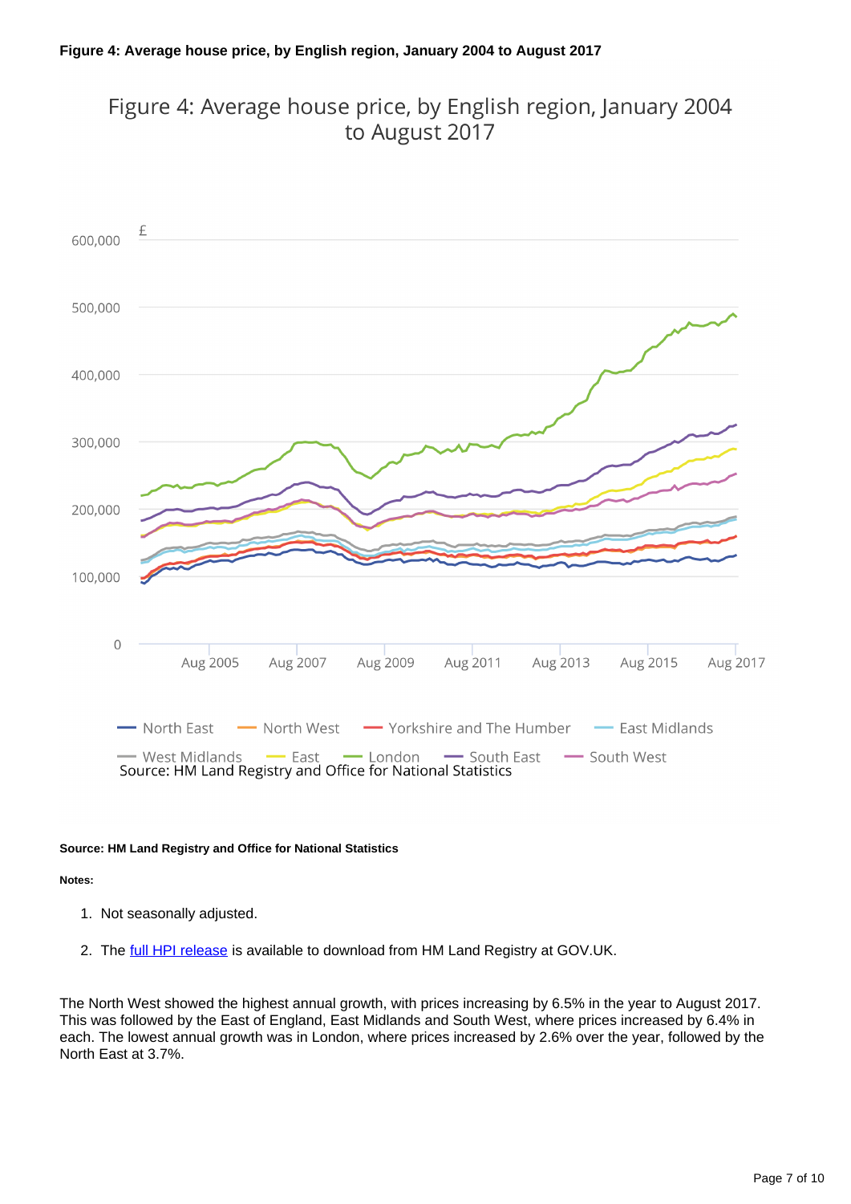**Figure 4: Average house price, by English region, January 2004 to August 2017**

Source: HM Land Registry and Office for National Statistics

**Notes:**

1. Not seasonally adjusted.
2. The full HPI release is available to download from HM Land Registry at GOV.UK.

The North West showed the highest annual growth, with prices increasing by 6.5% in the year to August 2017. This was followed by the East of England, East Midlands and South West, where prices increased by 6.4% in each. The lowest annual growth was in London, where prices increased by 2.6% over the year, followed by the North East at 3.7%.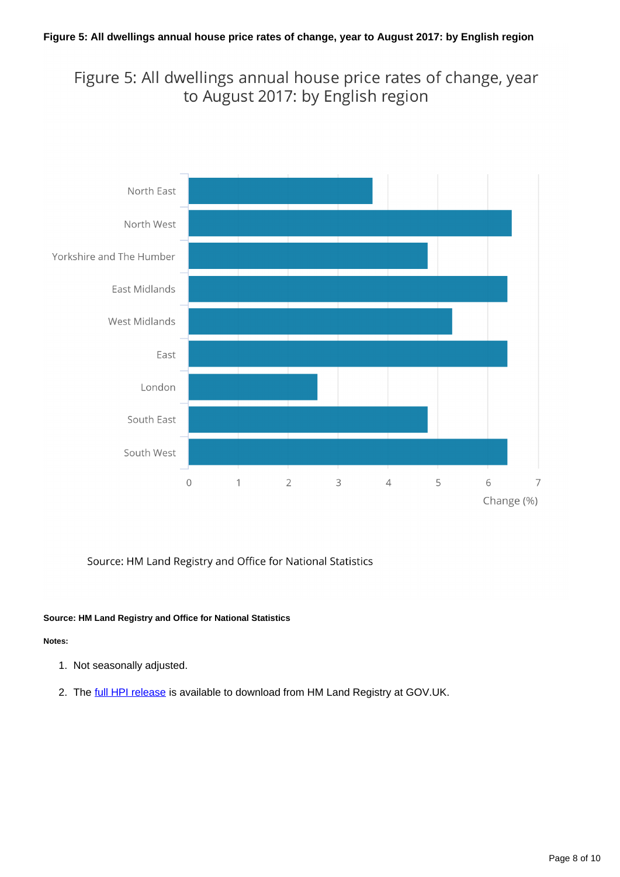**Figure 5: All dwellings annual house price rates of change, year to August 2017: by English region**

Figure 5: All dwellings annual house price rates of change, year to August 2017: by English region

Source: HM Land Registry and Office for National Statistics

**Source: HM Land Registry and Office for National Statistics**

**Notes:**

1. Not seasonally adjusted.
2. The full HPI release is available to download from HM Land Registry at GOV.UK.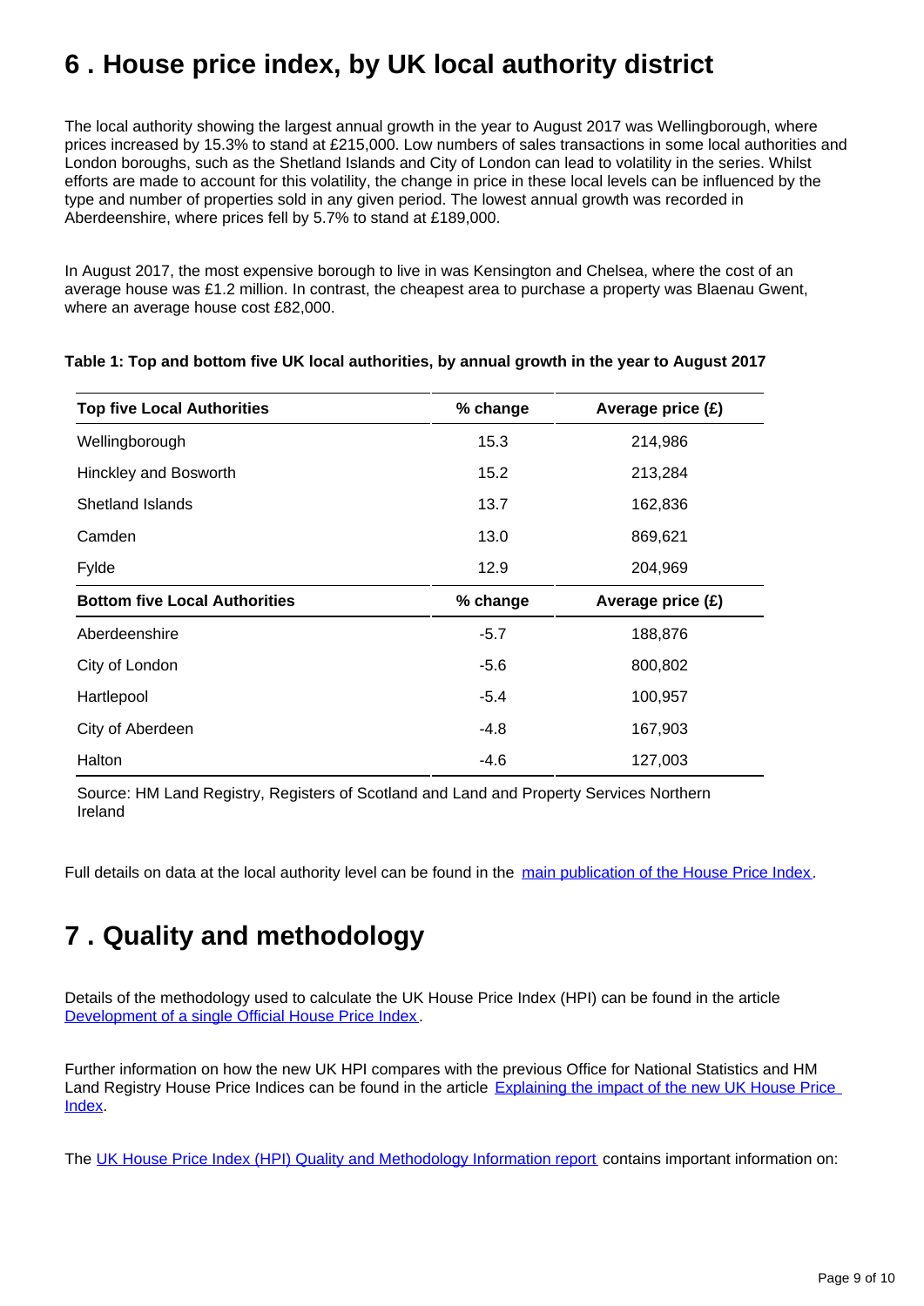## 6 . House price index, by UK local authority district

The local authority showing the largest annual growth in the year to August 2017 was Wellingborough, where prices increased by 15.3% to stand at £215,000. Low numbers of sales transactions in some local authorities and London boroughs, such as the Shetland Islands and City of London can lead to volatility in the series. Whilst efforts are made to account for this volatility, the change in price in these local levels can be influenced by the type and number of properties sold in any given period. The lowest annual growth was recorded in Aberdeenshire, where prices fell by 5.7% to stand at £189,000.

In August 2017, the most expensive borough to live in was Kensington and Chelsea, where the cost of an average house was £1.2 million. In contrast, the cheapest area to purchase a property was Blaenau Gwent, where an average house cost £82,000.

**Table 1: Top and bottom five UK local authorities, by annual growth in the year to August 2017**

| Top five Local Authorities | % change | Average price (£) |
|---|---|---|
| Wellingborough | 15.3 | 214,986 |
| Hinckley and Bosworth | 15.2 | 213,284 |
| Shetland Islands | 13.7 | 162,836 |
| Camden | 13.0 | 869,621 |
| Fylde | 12.9 | 204,969 |
| **Bottom five Local Authorities** | **% change** | **Average price (£)** |
| Aberdeenshire | -5.7 | 188,876 |
| City of London | -5.6 | 800,802 |
| Hartlepool | -5.4 | 100,957 |
| City of Aberdeen | -4.8 | 167,903 |
| Halton | -4.6 | 127,003 |

Source: HM Land Registry, Registers of Scotland and Land and Property Services Northern Ireland

Full details on data at the local authority level can be found in the main publication of the House Price Index.

## 7 . Quality and methodology

Details of the methodology used to calculate the UK House Price Index (HPI) can be found in the article Development of a single Official House Price Index.

Further information on how the new UK HPI compares with the previous Office for National Statistics and HM Land Registry House Price Indices can be found in the article Explaining the impact of the new UK House Price Index.

The UK House Price Index (HPI) Quality and Methodology Information report contains important information on: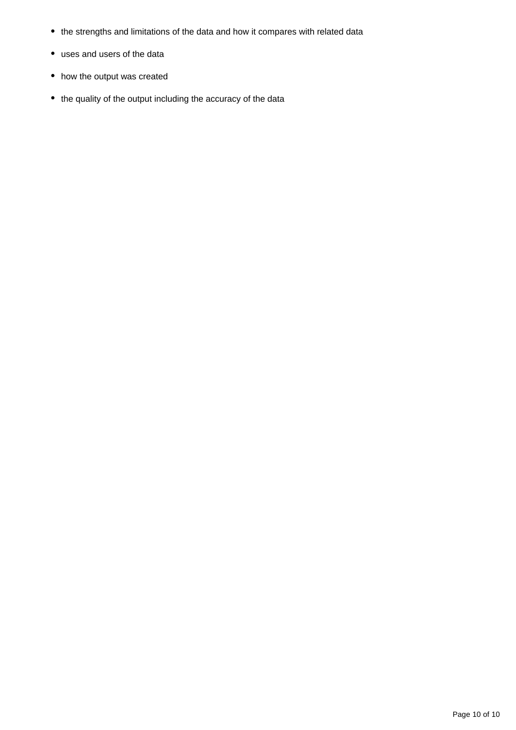- the strengths and limitations of the data and how it compares with related data
- uses and users of the data
- how the output was created
- the quality of the output including the accuracy of the data